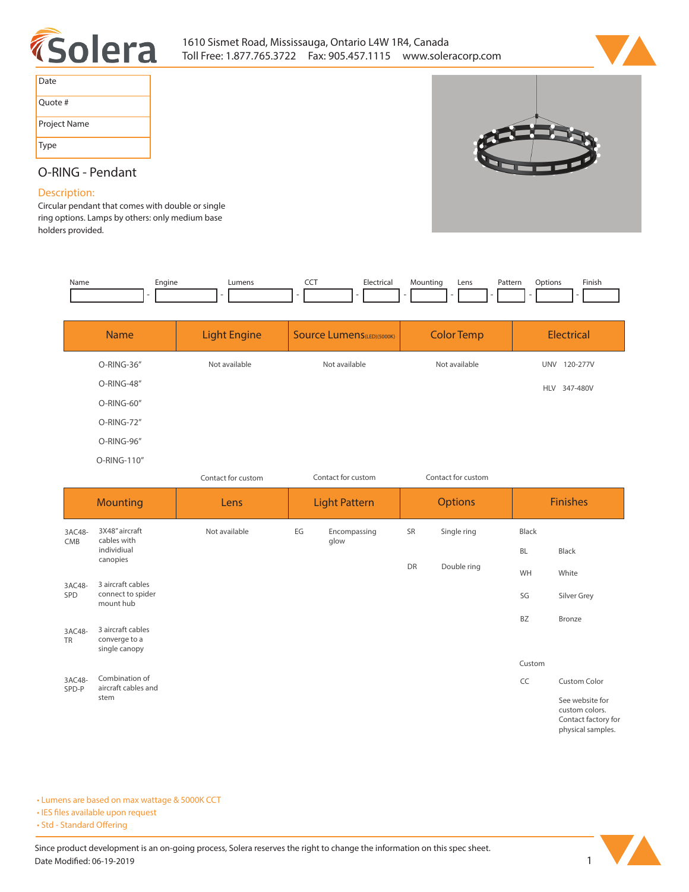Solera

1610 Sismet Road, Mississauga, Ontario L4W 1R4, Canada
Toll Free: 1.877.765.3722 Fax: 905.457.1115 www.soleracorp.com

| Date | |
|---|---|
| Quote # | |
| Project Name | |
| Type | |

# O-RING - Pendant

## Description:

Circular pendant that comes with double or single ring options. Lamps by others: only medium base holders provided.

| Name | Engine | Lumens | CCT | Electrical | Mounting | Lens | Pattern | Options | Finish |
|---|---|---|---|---|---|---|---|---|---|
| | | | | | | | | | |

| Name | Light Engine | Source Lumens(LED)(5000K) | Color Temp | Electrical |
|---|---|---|---|---|
| O-RING-36″ | Not available | Not available | Not available | UNV 120-277V |
| O-RING-48″ | | | | HLV 347-480V |
| O-RING-60″ | | | | |
| O-RING-72″ | | | | |
| O-RING-96″ | | | | |
| O-RING-110″ | | | | |
| | Contact for custom | Contact for custom | Contact for custom | |

| Mounting | | Lens | Light Pattern | | Options | | Finishes | |
|---|---|---|---|---|---|---|---|---|
| 3AC48-CMB | 3X48″ aircraft cables with individiual canopies | Not available | EG | Encompassing glow | SR | Single ring | Black | |
| | | | | | DR | Double ring | BL | Black |
| | | | | | | | WH | White |
| 3AC48-SPD | 3 aircraft cables connect to spider mount hub | | | | | | SG | Silver Grey |
| | | | | | | | BZ | Bronze |
| 3AC48-TR | 3 aircraft cables converge to a single canopy | | | | | | | |
| | | | | | | | Custom | |
| 3AC48-SPD-P | Combination of aircraft cables and stem | | | | | | CC | Custom Color |
| | | | | | | | | See website for custom colors. Contact factory for physical samples. |

- Lumens are based on max wattage & 5000K CCT
- IES files available upon request
- Std - Standard Offering

Since product development is an on-going process, Solera reserves the right to change the information on this spec sheet.
Date Modified: 06-19-2019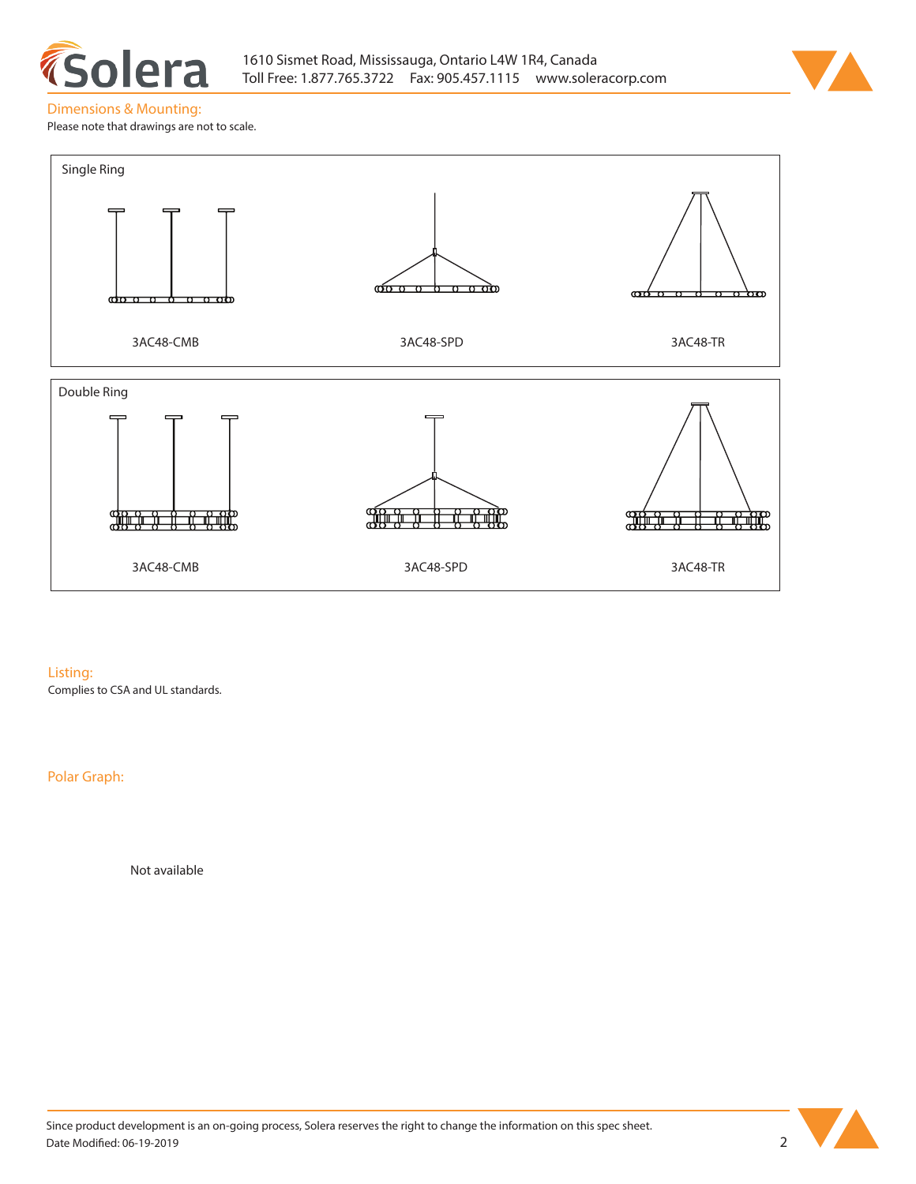## Dimensions & Mounting:

Please note that drawings are not to scale.

Single Ring

3AC48-CMB

3AC48-SPD

3AC48-TR

Double Ring

3AC48-CMB

3AC48-SPD

3AC48-TR

## Listing:

Complies to CSA and UL standards.

## Polar Graph:

Not available

Since product development is an on-going process, Solera reserves the right to change the information on this spec sheet.
Date Modified: 06-19-2019